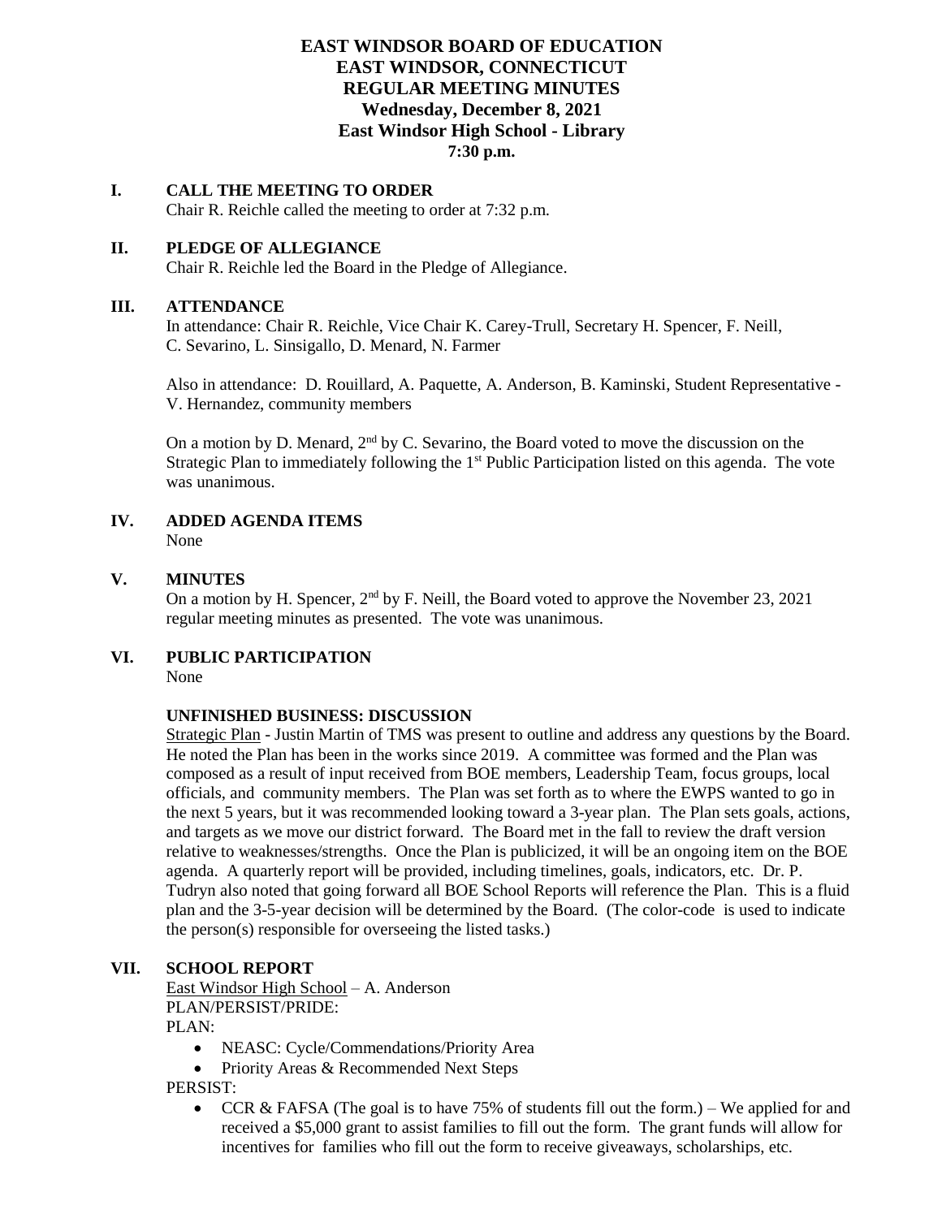# EAST WINDSOR BOARD OF EDUCATION
# EAST WINDSOR, CONNECTICUT
# REGULAR MEETING MINUTES
# Wednesday, December 8, 2021
# East Windsor High School - Library
# 7:30 p.m.

## I. CALL THE MEETING TO ORDER

Chair R. Reichle called the meeting to order at 7:32 p.m.

## II. PLEDGE OF ALLEGIANCE

Chair R. Reichle led the Board in the Pledge of Allegiance.

## III. ATTENDANCE

In attendance: Chair R. Reichle, Vice Chair K. Carey-Trull, Secretary H. Spencer, F. Neill, C. Sevarino, L. Sinsigallo, D. Menard, N. Farmer

Also in attendance: D. Rouillard, A. Paquette, A. Anderson, B. Kaminski, Student Representative - V. Hernandez, community members

On a motion by D. Menard, 2nd by C. Sevarino, the Board voted to move the discussion on the Strategic Plan to immediately following the 1st Public Participation listed on this agenda. The vote was unanimous.

## IV. ADDED AGENDA ITEMS

None

## V. MINUTES

On a motion by H. Spencer, 2nd by F. Neill, the Board voted to approve the November 23, 2021 regular meeting minutes as presented. The vote was unanimous.

## VI. PUBLIC PARTICIPATION

None

### UNFINISHED BUSINESS: DISCUSSION

Strategic Plan - Justin Martin of TMS was present to outline and address any questions by the Board. He noted the Plan has been in the works since 2019. A committee was formed and the Plan was composed as a result of input received from BOE members, Leadership Team, focus groups, local officials, and community members. The Plan was set forth as to where the EWPS wanted to go in the next 5 years, but it was recommended looking toward a 3-year plan. The Plan sets goals, actions, and targets as we move our district forward. The Board met in the fall to review the draft version relative to weaknesses/strengths. Once the Plan is publicized, it will be an ongoing item on the BOE agenda. A quarterly report will be provided, including timelines, goals, indicators, etc. Dr. P. Tudryn also noted that going forward all BOE School Reports will reference the Plan. This is a fluid plan and the 3-5-year decision will be determined by the Board. (The color-code is used to indicate the person(s) responsible for overseeing the listed tasks.)

## VII. SCHOOL REPORT

East Windsor High School – A. Anderson

PLAN/PERSIST/PRIDE:

PLAN:

- NEASC: Cycle/Commendations/Priority Area
- Priority Areas & Recommended Next Steps

PERSIST:

- CCR & FAFSA (The goal is to have 75% of students fill out the form.) – We applied for and received a $5,000 grant to assist families to fill out the form. The grant funds will allow for incentives for families who fill out the form to receive giveaways, scholarships, etc.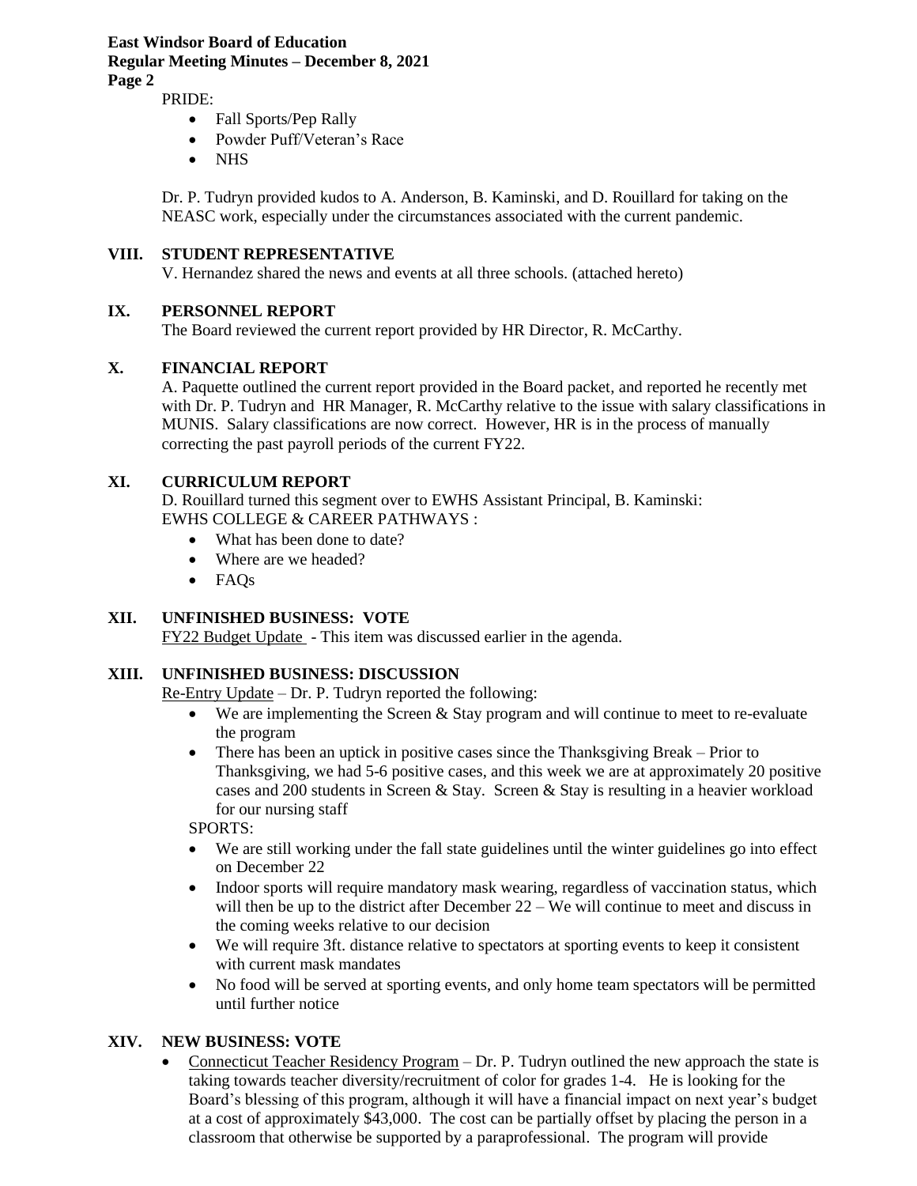PRIDE:

- Fall Sports/Pep Rally
- Powder Puff/Veteran's Race
- NHS

Dr. P. Tudryn provided kudos to A. Anderson, B. Kaminski, and D. Rouillard for taking on the NEASC work, especially under the circumstances associated with the current pandemic.

## VIII. STUDENT REPRESENTATIVE

V. Hernandez shared the news and events at all three schools. (attached hereto)

## IX. PERSONNEL REPORT

The Board reviewed the current report provided by HR Director, R. McCarthy.

## X. FINANCIAL REPORT

A. Paquette outlined the current report provided in the Board packet, and reported he recently met with Dr. P. Tudryn and HR Manager, R. McCarthy relative to the issue with salary classifications in MUNIS. Salary classifications are now correct. However, HR is in the process of manually correcting the past payroll periods of the current FY22.

## XI. CURRICULUM REPORT

D. Rouillard turned this segment over to EWHS Assistant Principal, B. Kaminski:
EWHS COLLEGE & CAREER PATHWAYS :

- What has been done to date?
- Where are we headed?
- FAQs

## XII. UNFINISHED BUSINESS: VOTE

FY22 Budget Update - This item was discussed earlier in the agenda.

## XIII. UNFINISHED BUSINESS: DISCUSSION

Re-Entry Update – Dr. P. Tudryn reported the following:

- We are implementing the Screen & Stay program and will continue to meet to re-evaluate the program
- There has been an uptick in positive cases since the Thanksgiving Break – Prior to Thanksgiving, we had 5-6 positive cases, and this week we are at approximately 20 positive cases and 200 students in Screen & Stay. Screen & Stay is resulting in a heavier workload for our nursing staff

SPORTS:

- We are still working under the fall state guidelines until the winter guidelines go into effect on December 22
- Indoor sports will require mandatory mask wearing, regardless of vaccination status, which will then be up to the district after December 22 – We will continue to meet and discuss in the coming weeks relative to our decision
- We will require 3ft. distance relative to spectators at sporting events to keep it consistent with current mask mandates
- No food will be served at sporting events, and only home team spectators will be permitted until further notice

## XIV. NEW BUSINESS: VOTE

- Connecticut Teacher Residency Program – Dr. P. Tudryn outlined the new approach the state is taking towards teacher diversity/recruitment of color for grades 1-4. He is looking for the Board's blessing of this program, although it will have a financial impact on next year's budget at a cost of approximately $43,000. The cost can be partially offset by placing the person in a classroom that otherwise be supported by a paraprofessional. The program will provide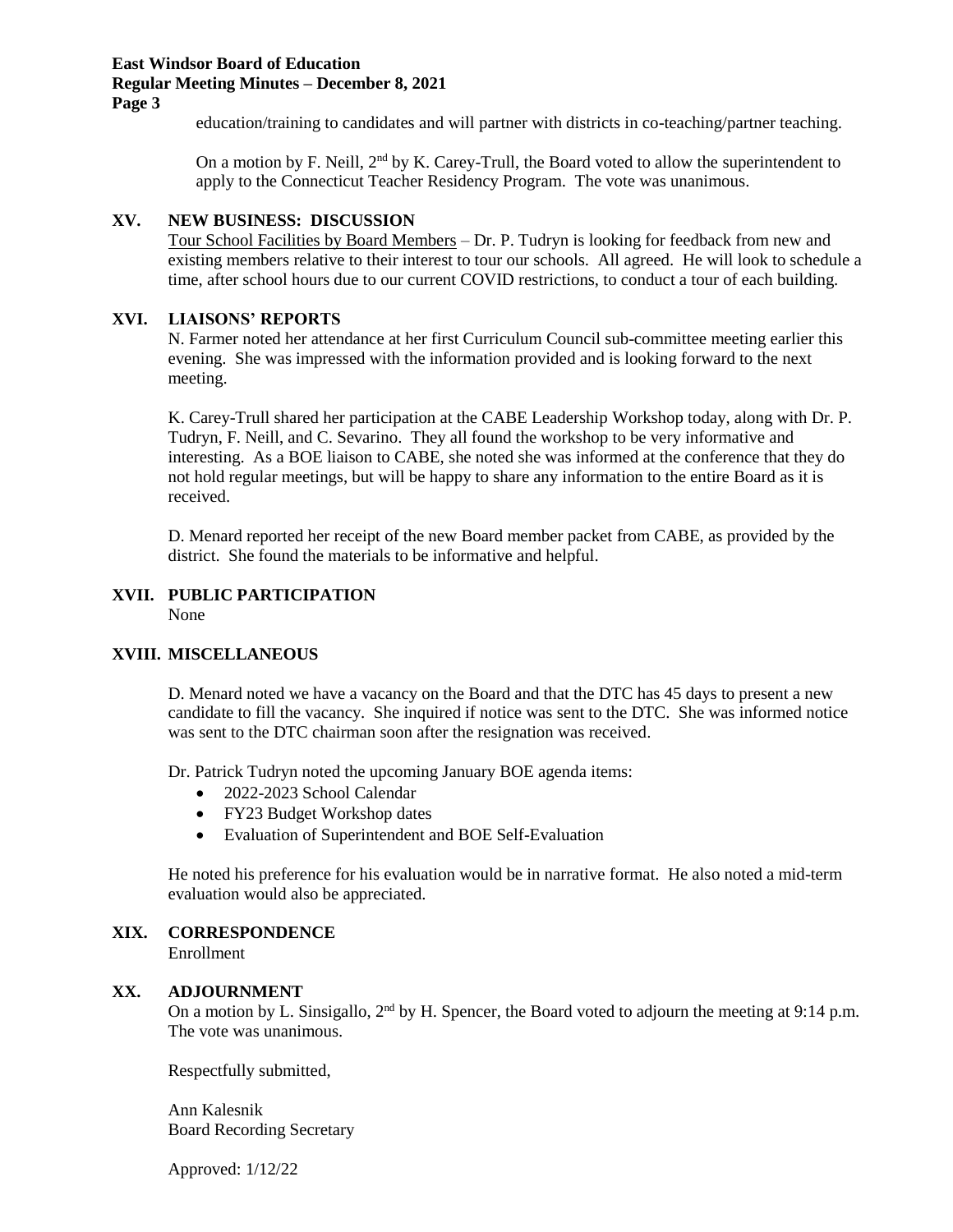education/training to candidates and will partner with districts in co-teaching/partner teaching.

On a motion by F. Neill, 2nd by K. Carey-Trull, the Board voted to allow the superintendent to apply to the Connecticut Teacher Residency Program. The vote was unanimous.

## XV. NEW BUSINESS: DISCUSSION

Tour School Facilities by Board Members – Dr. P. Tudryn is looking for feedback from new and existing members relative to their interest to tour our schools. All agreed. He will look to schedule a time, after school hours due to our current COVID restrictions, to conduct a tour of each building.

## XVI. LIAISONS' REPORTS

N. Farmer noted her attendance at her first Curriculum Council sub-committee meeting earlier this evening. She was impressed with the information provided and is looking forward to the next meeting.

K. Carey-Trull shared her participation at the CABE Leadership Workshop today, along with Dr. P. Tudryn, F. Neill, and C. Sevarino. They all found the workshop to be very informative and interesting. As a BOE liaison to CABE, she noted she was informed at the conference that they do not hold regular meetings, but will be happy to share any information to the entire Board as it is received.

D. Menard reported her receipt of the new Board member packet from CABE, as provided by the district. She found the materials to be informative and helpful.

## XVII. PUBLIC PARTICIPATION

None

## XVIII. MISCELLANEOUS

D. Menard noted we have a vacancy on the Board and that the DTC has 45 days to present a new candidate to fill the vacancy. She inquired if notice was sent to the DTC. She was informed notice was sent to the DTC chairman soon after the resignation was received.

Dr. Patrick Tudryn noted the upcoming January BOE agenda items:

- 2022-2023 School Calendar
- FY23 Budget Workshop dates
- Evaluation of Superintendent and BOE Self-Evaluation

He noted his preference for his evaluation would be in narrative format. He also noted a mid-term evaluation would also be appreciated.

## XIX. CORRESPONDENCE

Enrollment

## XX. ADJOURNMENT

On a motion by L. Sinsigallo, 2nd by H. Spencer, the Board voted to adjourn the meeting at 9:14 p.m. The vote was unanimous.

Respectfully submitted,

Ann Kalesnik
Board Recording Secretary

Approved: 1/12/22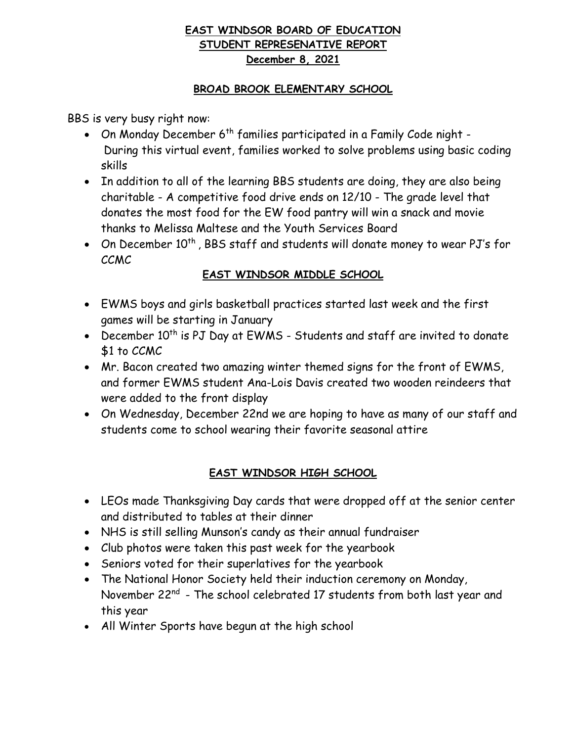**EAST WINDSOR BOARD OF EDUCATION**
**STUDENT REPRESENATIVE REPORT**
**December 8, 2021**

## BROAD BROOK ELEMENTARY SCHOOL

BBS is very busy right now:

- On Monday December 6th families participated in a Family Code night - During this virtual event, families worked to solve problems using basic coding skills
- In addition to all of the learning BBS students are doing, they are also being charitable - A competitive food drive ends on 12/10 - The grade level that donates the most food for the EW food pantry will win a snack and movie thanks to Melissa Maltese and the Youth Services Board
- On December 10th , BBS staff and students will donate money to wear PJ's for CCMC

## EAST WINDSOR MIDDLE SCHOOL

- EWMS boys and girls basketball practices started last week and the first games will be starting in January
- December 10th is PJ Day at EWMS - Students and staff are invited to donate $1 to CCMC
- Mr. Bacon created two amazing winter themed signs for the front of EWMS, and former EWMS student Ana-Lois Davis created two wooden reindeers that were added to the front display
- On Wednesday, December 22nd we are hoping to have as many of our staff and students come to school wearing their favorite seasonal attire

## EAST WINDSOR HIGH SCHOOL

- LEOs made Thanksgiving Day cards that were dropped off at the senior center and distributed to tables at their dinner
- NHS is still selling Munson's candy as their annual fundraiser
- Club photos were taken this past week for the yearbook
- Seniors voted for their superlatives for the yearbook
- The National Honor Society held their induction ceremony on Monday, November 22nd - The school celebrated 17 students from both last year and this year
- All Winter Sports have begun at the high school